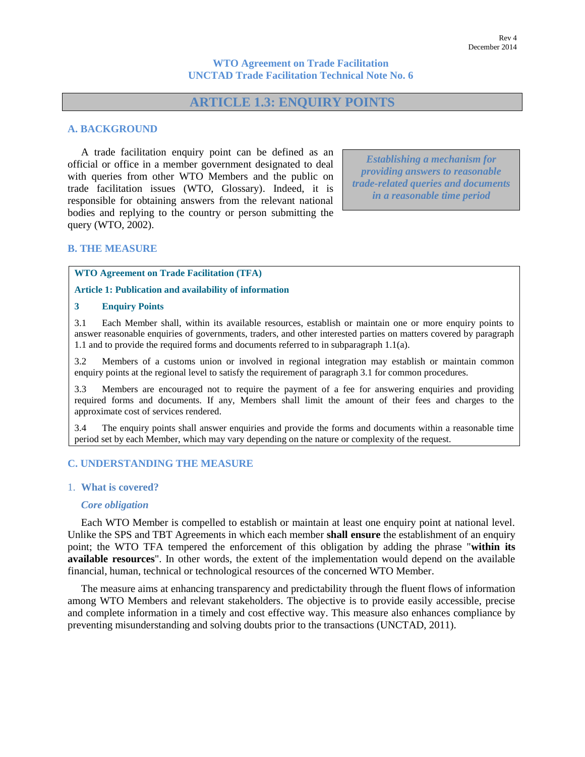Rev 4
December 2014

**WTO Agreement on Trade Facilitation**
**UNCTAD Trade Facilitation Technical Note No. 6**

# ARTICLE 1.3: ENQUIRY POINTS

## A. BACKGROUND

A trade facilitation enquiry point can be defined as an official or office in a member government designated to deal with queries from other WTO Members and the public on trade facilitation issues (WTO, Glossary). Indeed, it is responsible for obtaining answers from the relevant national bodies and replying to the country or person submitting the query (WTO, 2002).

***Establishing a mechanism for providing answers to reasonable trade-related queries and documents in a reasonable time period***

## B. THE MEASURE

**WTO Agreement on Trade Facilitation (TFA)**

**Article 1: Publication and availability of information**

**3 Enquiry Points**

3.1 Each Member shall, within its available resources, establish or maintain one or more enquiry points to answer reasonable enquiries of governments, traders, and other interested parties on matters covered by paragraph 1.1 and to provide the required forms and documents referred to in subparagraph 1.1(a).

3.2 Members of a customs union or involved in regional integration may establish or maintain common enquiry points at the regional level to satisfy the requirement of paragraph 3.1 for common procedures.

3.3 Members are encouraged not to require the payment of a fee for answering enquiries and providing required forms and documents. If any, Members shall limit the amount of their fees and charges to the approximate cost of services rendered.

3.4 The enquiry points shall answer enquiries and provide the forms and documents within a reasonable time period set by each Member, which may vary depending on the nature or complexity of the request.

## C. UNDERSTANDING THE MEASURE

### 1. What is covered?

#### *Core obligation*

Each WTO Member is compelled to establish or maintain at least one enquiry point at national level. Unlike the SPS and TBT Agreements in which each member **shall ensure** the establishment of an enquiry point; the WTO TFA tempered the enforcement of this obligation by adding the phrase "**within its available resources**". In other words, the extent of the implementation would depend on the available financial, human, technical or technological resources of the concerned WTO Member.

The measure aims at enhancing transparency and predictability through the fluent flows of information among WTO Members and relevant stakeholders. The objective is to provide easily accessible, precise and complete information in a timely and cost effective way. This measure also enhances compliance by preventing misunderstanding and solving doubts prior to the transactions (UNCTAD, 2011).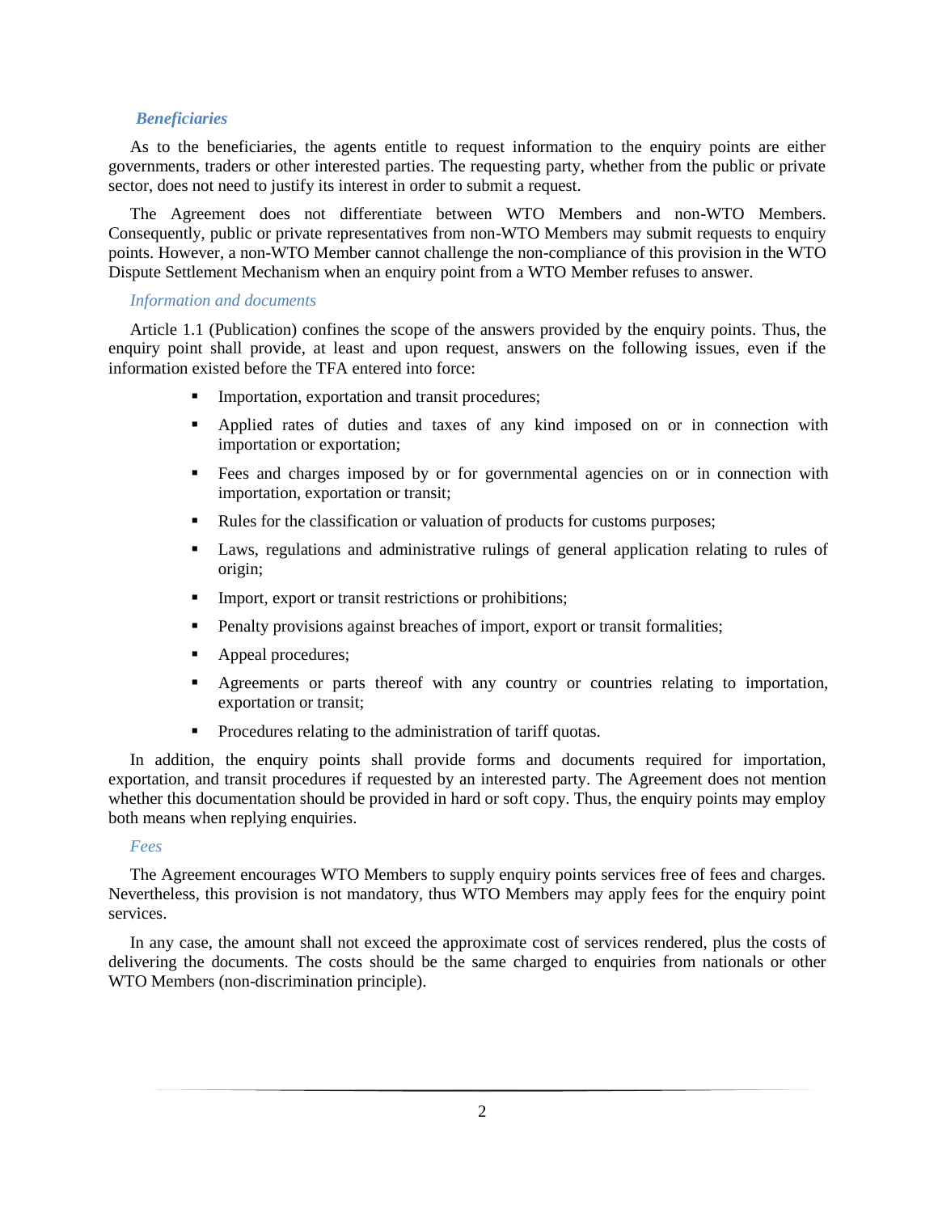### *Beneficiaries*

As to the beneficiaries, the agents entitle to request information to the enquiry points are either governments, traders or other interested parties. The requesting party, whether from the public or private sector, does not need to justify its interest in order to submit a request.

The Agreement does not differentiate between WTO Members and non-WTO Members. Consequently, public or private representatives from non-WTO Members may submit requests to enquiry points. However, a non-WTO Member cannot challenge the non-compliance of this provision in the WTO Dispute Settlement Mechanism when an enquiry point from a WTO Member refuses to answer.

### *Information and documents*

Article 1.1 (Publication) confines the scope of the answers provided by the enquiry points. Thus, the enquiry point shall provide, at least and upon request, answers on the following issues, even if the information existed before the TFA entered into force:

- Importation, exportation and transit procedures;
- Applied rates of duties and taxes of any kind imposed on or in connection with importation or exportation;
- Fees and charges imposed by or for governmental agencies on or in connection with importation, exportation or transit;
- Rules for the classification or valuation of products for customs purposes;
- Laws, regulations and administrative rulings of general application relating to rules of origin;
- Import, export or transit restrictions or prohibitions;
- Penalty provisions against breaches of import, export or transit formalities;
- Appeal procedures;
- Agreements or parts thereof with any country or countries relating to importation, exportation or transit;
- Procedures relating to the administration of tariff quotas.

In addition, the enquiry points shall provide forms and documents required for importation, exportation, and transit procedures if requested by an interested party. The Agreement does not mention whether this documentation should be provided in hard or soft copy. Thus, the enquiry points may employ both means when replying enquiries.

### *Fees*

The Agreement encourages WTO Members to supply enquiry points services free of fees and charges. Nevertheless, this provision is not mandatory, thus WTO Members may apply fees for the enquiry point services.

In any case, the amount shall not exceed the approximate cost of services rendered, plus the costs of delivering the documents. The costs should be the same charged to enquiries from nationals or other WTO Members (non-discrimination principle).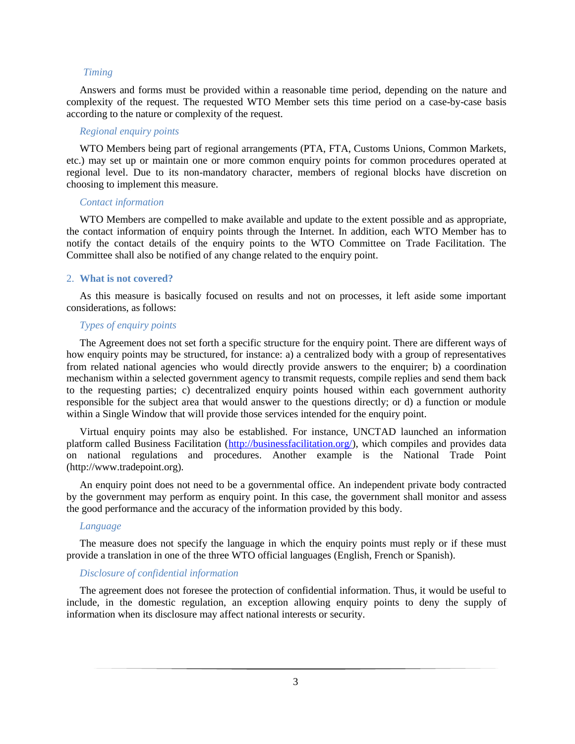*Timing*

Answers and forms must be provided within a reasonable time period, depending on the nature and complexity of the request. The requested WTO Member sets this time period on a case-by-case basis according to the nature or complexity of the request.

*Regional enquiry points*

WTO Members being part of regional arrangements (PTA, FTA, Customs Unions, Common Markets, etc.) may set up or maintain one or more common enquiry points for common procedures operated at regional level. Due to its non-mandatory character, members of regional blocks have discretion on choosing to implement this measure.

*Contact information*

WTO Members are compelled to make available and update to the extent possible and as appropriate, the contact information of enquiry points through the Internet. In addition, each WTO Member has to notify the contact details of the enquiry points to the WTO Committee on Trade Facilitation. The Committee shall also be notified of any change related to the enquiry point.

## 2. What is not covered?

As this measure is basically focused on results and not on processes, it left aside some important considerations, as follows:

*Types of enquiry points*

The Agreement does not set forth a specific structure for the enquiry point. There are different ways of how enquiry points may be structured, for instance: a) a centralized body with a group of representatives from related national agencies who would directly provide answers to the enquirer; b) a coordination mechanism within a selected government agency to transmit requests, compile replies and send them back to the requesting parties; c) decentralized enquiry points housed within each government authority responsible for the subject area that would answer to the questions directly; or d) a function or module within a Single Window that will provide those services intended for the enquiry point.

Virtual enquiry points may also be established. For instance, UNCTAD launched an information platform called Business Facilitation (http://businessfacilitation.org/), which compiles and provides data on national regulations and procedures. Another example is the National Trade Point (http://www.tradepoint.org).

An enquiry point does not need to be a governmental office. An independent private body contracted by the government may perform as enquiry point. In this case, the government shall monitor and assess the good performance and the accuracy of the information provided by this body.

*Language*

The measure does not specify the language in which the enquiry points must reply or if these must provide a translation in one of the three WTO official languages (English, French or Spanish).

*Disclosure of confidential information*

The agreement does not foresee the protection of confidential information. Thus, it would be useful to include, in the domestic regulation, an exception allowing enquiry points to deny the supply of information when its disclosure may affect national interests or security.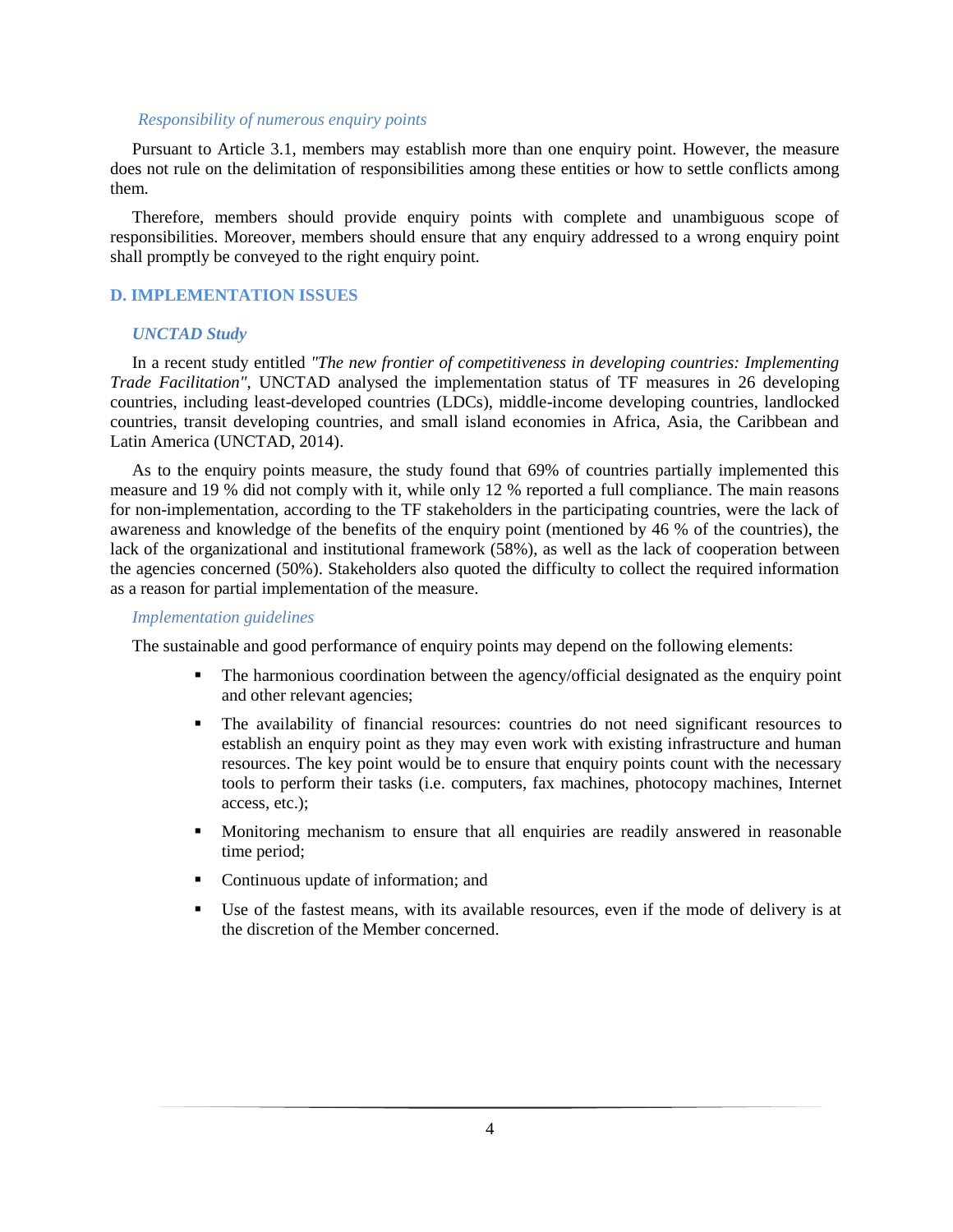*Responsibility of numerous enquiry points*

Pursuant to Article 3.1, members may establish more than one enquiry point. However, the measure does not rule on the delimitation of responsibilities among these entities or how to settle conflicts among them.

Therefore, members should provide enquiry points with complete and unambiguous scope of responsibilities. Moreover, members should ensure that any enquiry addressed to a wrong enquiry point shall promptly be conveyed to the right enquiry point.

## D. IMPLEMENTATION ISSUES

### *UNCTAD Study*

In a recent study entitled *"The new frontier of competitiveness in developing countries: Implementing Trade Facilitation"*, UNCTAD analysed the implementation status of TF measures in 26 developing countries, including least-developed countries (LDCs), middle-income developing countries, landlocked countries, transit developing countries, and small island economies in Africa, Asia, the Caribbean and Latin America (UNCTAD, 2014).

As to the enquiry points measure, the study found that 69% of countries partially implemented this measure and 19 % did not comply with it, while only 12 % reported a full compliance. The main reasons for non-implementation, according to the TF stakeholders in the participating countries, were the lack of awareness and knowledge of the benefits of the enquiry point (mentioned by 46 % of the countries), the lack of the organizational and institutional framework (58%), as well as the lack of cooperation between the agencies concerned (50%). Stakeholders also quoted the difficulty to collect the required information as a reason for partial implementation of the measure.

*Implementation guidelines*

The sustainable and good performance of enquiry points may depend on the following elements:

- The harmonious coordination between the agency/official designated as the enquiry point and other relevant agencies;
- The availability of financial resources: countries do not need significant resources to establish an enquiry point as they may even work with existing infrastructure and human resources. The key point would be to ensure that enquiry points count with the necessary tools to perform their tasks (i.e. computers, fax machines, photocopy machines, Internet access, etc.);
- Monitoring mechanism to ensure that all enquiries are readily answered in reasonable time period;
- Continuous update of information; and
- Use of the fastest means, with its available resources, even if the mode of delivery is at the discretion of the Member concerned.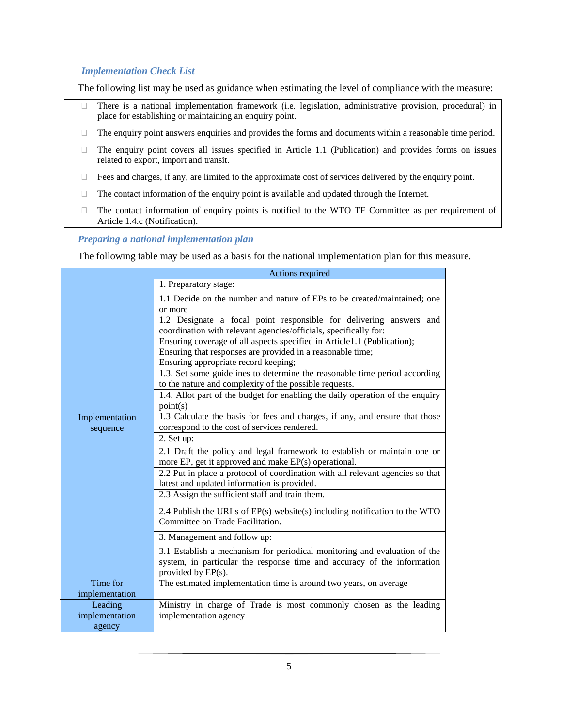### *Implementation Check List*

The following list may be used as guidance when estimating the level of compliance with the measure:

- ☐ There is a national implementation framework (i.e. legislation, administrative provision, procedural) in place for establishing or maintaining an enquiry point.
- ☐ The enquiry point answers enquiries and provides the forms and documents within a reasonable time period.
- ☐ The enquiry point covers all issues specified in Article 1.1 (Publication) and provides forms on issues related to export, import and transit.
- ☐ Fees and charges, if any, are limited to the approximate cost of services delivered by the enquiry point.
- ☐ The contact information of the enquiry point is available and updated through the Internet.
- ☐ The contact information of enquiry points is notified to the WTO TF Committee as per requirement of Article 1.4.c (Notification).

### *Preparing a national implementation plan*

The following table may be used as a basis for the national implementation plan for this measure.

| | Actions required |
|---|---|
| Implementation sequence | 1. Preparatory stage: |
| | 1.1 Decide on the number and nature of EPs to be created/maintained; one or more |
| | 1.2 Designate a focal point responsible for delivering answers and coordination with relevant agencies/officials, specifically for:<br>Ensuring coverage of all aspects specified in Article1.1 (Publication);<br>Ensuring that responses are provided in a reasonable time;<br>Ensuring appropriate record keeping; |
| | 1.3. Set some guidelines to determine the reasonable time period according to the nature and complexity of the possible requests. |
| | 1.4. Allot part of the budget for enabling the daily operation of the enquiry point(s) |
| | 1.3 Calculate the basis for fees and charges, if any, and ensure that those correspond to the cost of services rendered. |
| | 2. Set up: |
| | 2.1 Draft the policy and legal framework to establish or maintain one or more EP, get it approved and make EP(s) operational. |
| | 2.2 Put in place a protocol of coordination with all relevant agencies so that latest and updated information is provided. |
| | 2.3 Assign the sufficient staff and train them. |
| | 2.4 Publish the URLs of EP(s) website(s) including notification to the WTO Committee on Trade Facilitation. |
| | 3. Management and follow up: |
| | 3.1 Establish a mechanism for periodical monitoring and evaluation of the system, in particular the response time and accuracy of the information provided by EP(s). |
| Time for implementation | The estimated implementation time is around two years, on average |
| Leading implementation agency | Ministry in charge of Trade is most commonly chosen as the leading implementation agency |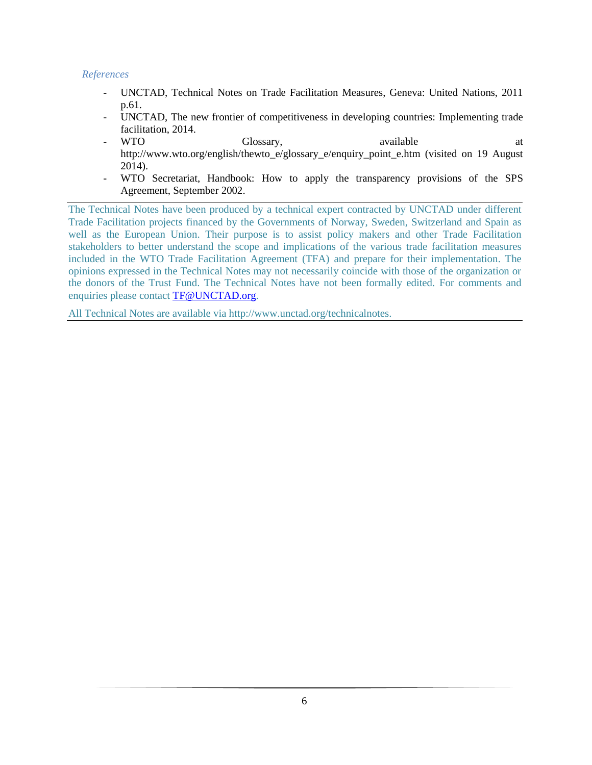*References*

- UNCTAD, Technical Notes on Trade Facilitation Measures, Geneva: United Nations, 2011 p.61.
- UNCTAD, The new frontier of competitiveness in developing countries: Implementing trade facilitation, 2014.
- WTO Glossary, available at http://www.wto.org/english/thewto_e/glossary_e/enquiry_point_e.htm (visited on 19 August 2014).
- WTO Secretariat, Handbook: How to apply the transparency provisions of the SPS Agreement, September 2002.

---

The Technical Notes have been produced by a technical expert contracted by UNCTAD under different Trade Facilitation projects financed by the Governments of Norway, Sweden, Switzerland and Spain as well as the European Union. Their purpose is to assist policy makers and other Trade Facilitation stakeholders to better understand the scope and implications of the various trade facilitation measures included in the WTO Trade Facilitation Agreement (TFA) and prepare for their implementation. The opinions expressed in the Technical Notes may not necessarily coincide with those of the organization or the donors of the Trust Fund. The Technical Notes have not been formally edited. For comments and enquiries please contact TF@UNCTAD.org.

All Technical Notes are available via http://www.unctad.org/technicalnotes.

---